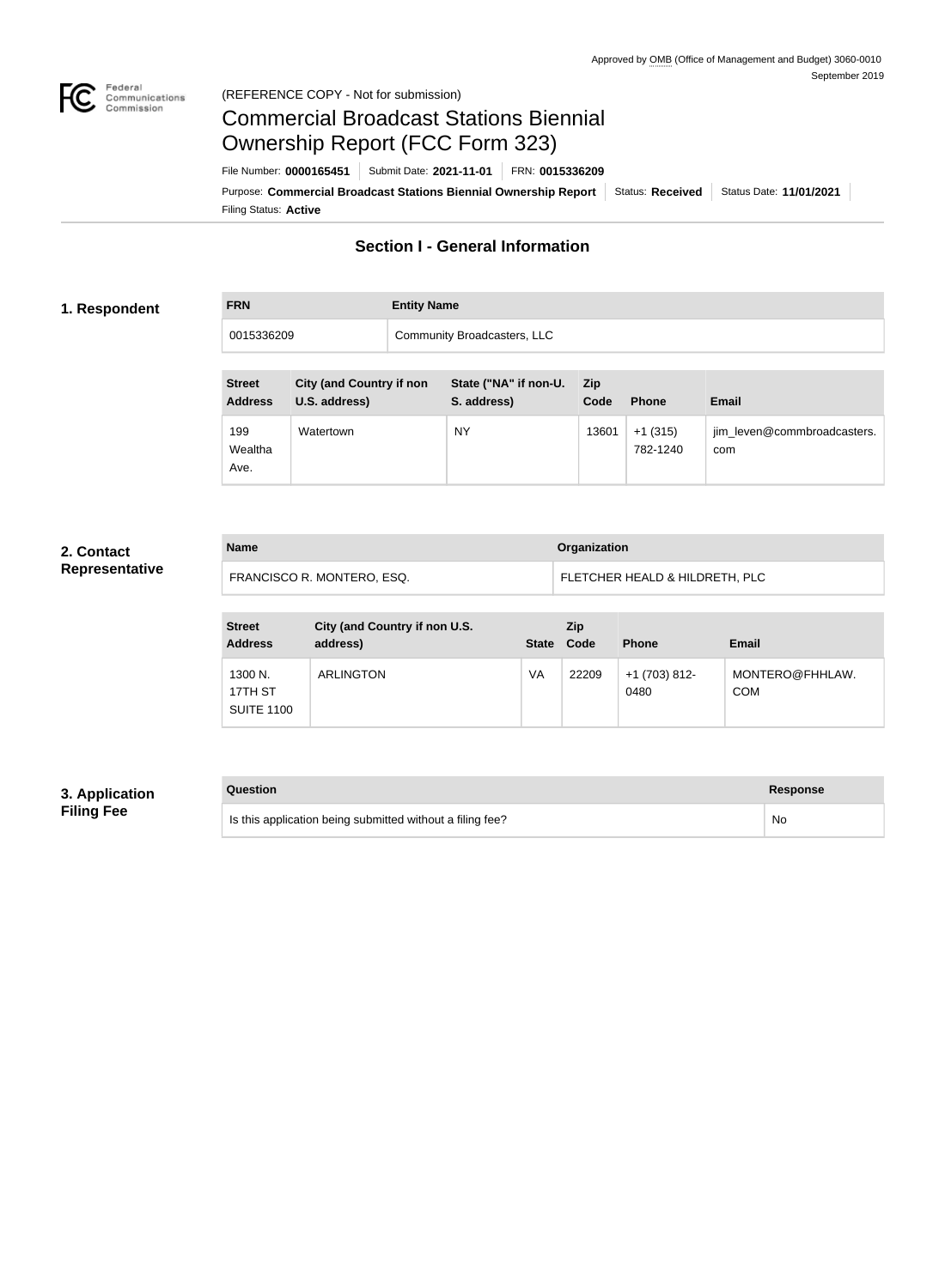Approved by OMB (Office of Management and Budget) 3060-0010
September 2019

(REFERENCE COPY - Not for submission)

# Commercial Broadcast Stations Biennial Ownership Report (FCC Form 323)

File Number: **0000165451** | Submit Date: **2021-11-01** | FRN: **0015336209**

Purpose: **Commercial Broadcast Stations Biennial Ownership Report** | Status: **Received** | Status Date: **11/01/2021**

Filing Status: **Active**

## Section I - General Information

### 1. Respondent

| FRN | Entity Name |
| --- | --- |
| 0015336209 | Community Broadcasters, LLC |

| Street Address | City (and Country if non U.S. address) | State ("NA" if non-U. S. address) | Zip Code | Phone | Email |
| --- | --- | --- | --- | --- | --- |
| 199 Wealtha Ave. | Watertown | NY | 13601 | +1 (315) 782-1240 | jim_leven@commbroadcasters.com |

### 2. Contact Representative

| Name | Organization |
| --- | --- |
| FRANCISCO R. MONTERO, ESQ. | FLETCHER HEALD & HILDRETH, PLC |

| Street Address | City (and Country if non U.S. address) | State | Zip Code | Phone | Email |
| --- | --- | --- | --- | --- | --- |
| 1300 N. 17TH ST SUITE 1100 | ARLINGTON | VA | 22209 | +1 (703) 812-0480 | MONTERO@FHHLAW.COM |

### 3. Application Filing Fee

| Question | Response |
| --- | --- |
| Is this application being submitted without a filing fee? | No |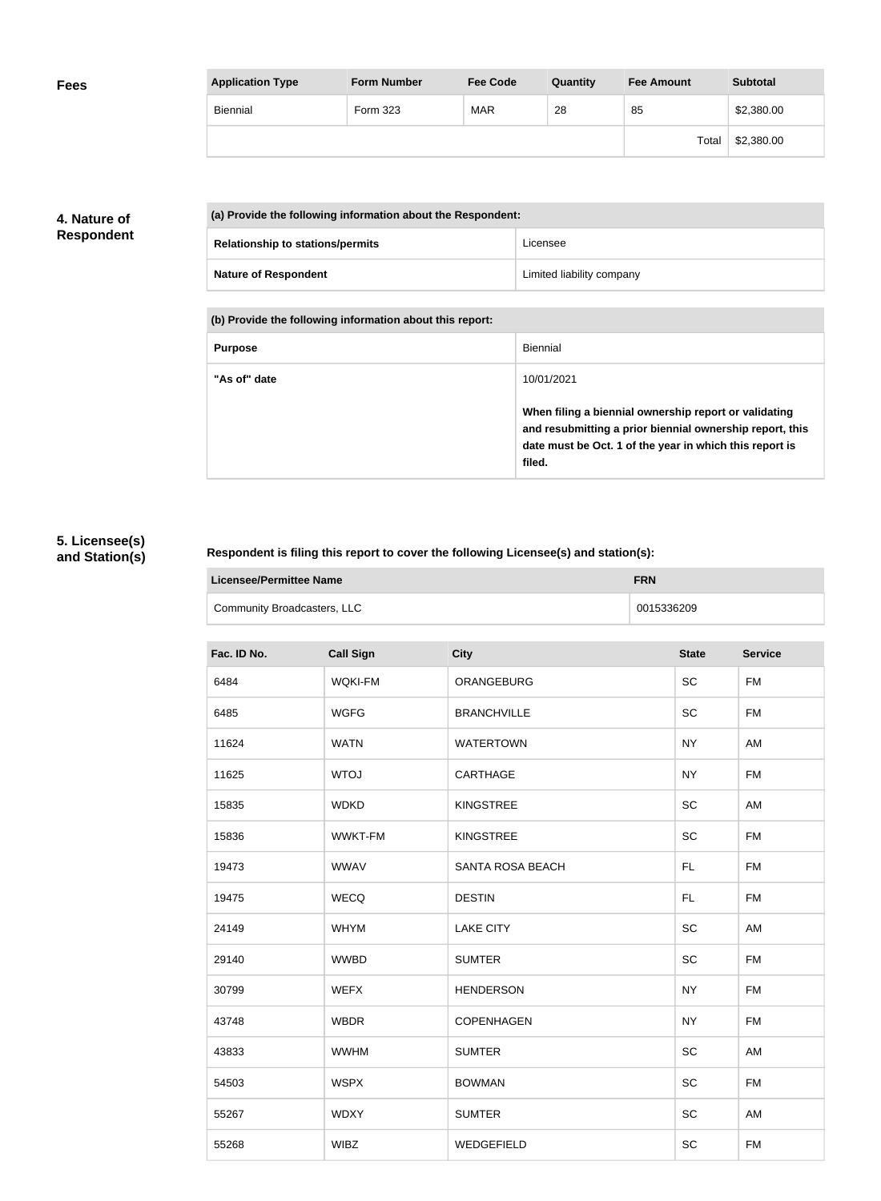## Fees

| Application Type | Form Number | Fee Code | Quantity | Fee Amount | Subtotal |
|---|---|---|---|---|---|
| Biennial | Form 323 | MAR | 28 | 85 | $2,380.00 |
| | | | | Total | $2,380.00 |

## 4. Nature of Respondent

| (a) Provide the following information about the Respondent: | |
|---|---|
| **Relationship to stations/permits** | Licensee |
| **Nature of Respondent** | Limited liability company |

| (b) Provide the following information about this report: | |
|---|---|
| **Purpose** | Biennial |
| **"As of" date** | 10/01/2021<br><br>**When filing a biennial ownership report or validating and resubmitting a prior biennial ownership report, this date must be Oct. 1 of the year in which this report is filed.** |

## 5. Licensee(s) and Station(s)

**Respondent is filing this report to cover the following Licensee(s) and station(s):**

| Licensee/Permittee Name | FRN |
|---|---|
| Community Broadcasters, LLC | 0015336209 |

| Fac. ID No. | Call Sign | City | State | Service |
|---|---|---|---|---|
| 6484 | WQKI-FM | ORANGEBURG | SC | FM |
| 6485 | WGFG | BRANCHVILLE | SC | FM |
| 11624 | WATN | WATERTOWN | NY | AM |
| 11625 | WTOJ | CARTHAGE | NY | FM |
| 15835 | WDKD | KINGSTREE | SC | AM |
| 15836 | WWKT-FM | KINGSTREE | SC | FM |
| 19473 | WWAV | SANTA ROSA BEACH | FL | FM |
| 19475 | WECQ | DESTIN | FL | FM |
| 24149 | WHYM | LAKE CITY | SC | AM |
| 29140 | WWBD | SUMTER | SC | FM |
| 30799 | WEFX | HENDERSON | NY | FM |
| 43748 | WBDR | COPENHAGEN | NY | FM |
| 43833 | WWHM | SUMTER | SC | AM |
| 54503 | WSPX | BOWMAN | SC | FM |
| 55267 | WDXY | SUMTER | SC | AM |
| 55268 | WIBZ | WEDGEFIELD | SC | FM |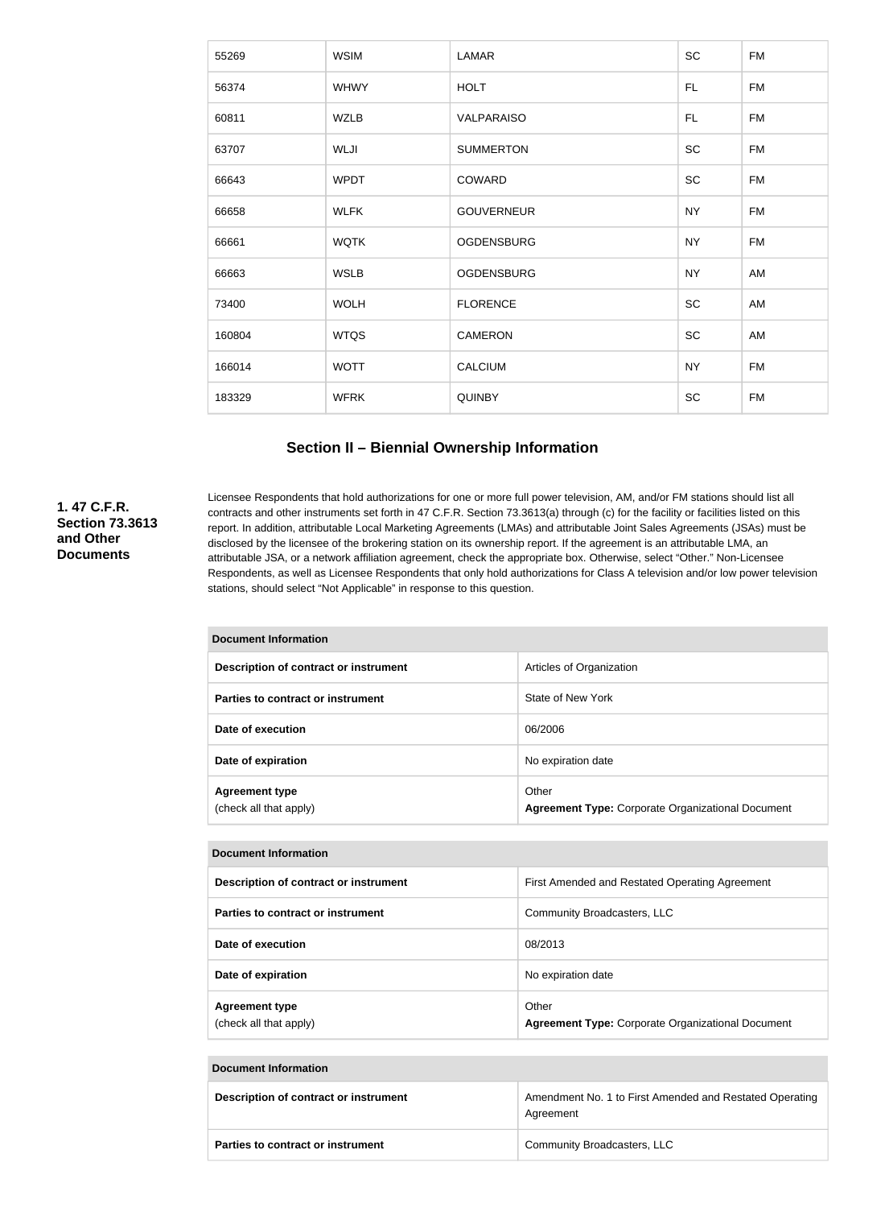| | | | | |
|---|---|---|---|---|
| 55269 | WSIM | LAMAR | SC | FM |
| 56374 | WHWY | HOLT | FL | FM |
| 60811 | WZLB | VALPARAISO | FL | FM |
| 63707 | WLJI | SUMMERTON | SC | FM |
| 66643 | WPDT | COWARD | SC | FM |
| 66658 | WLFK | GOUVERNEUR | NY | FM |
| 66661 | WQTK | OGDENSBURG | NY | FM |
| 66663 | WSLB | OGDENSBURG | NY | AM |
| 73400 | WOLH | FLORENCE | SC | AM |
| 160804 | WTQS | CAMERON | SC | AM |
| 166014 | WOTT | CALCIUM | NY | FM |
| 183329 | WFRK | QUINBY | SC | FM |

## Section II – Biennial Ownership Information

**1. 47 C.F.R. Section 73.3613 and Other Documents**

Licensee Respondents that hold authorizations for one or more full power television, AM, and/or FM stations should list all contracts and other instruments set forth in 47 C.F.R. Section 73.3613(a) through (c) for the facility or facilities listed on this report. In addition, attributable Local Marketing Agreements (LMAs) and attributable Joint Sales Agreements (JSAs) must be disclosed by the licensee of the brokering station on its ownership report. If the agreement is an attributable LMA, an attributable JSA, or a network affiliation agreement, check the appropriate box. Otherwise, select "Other." Non-Licensee Respondents, as well as Licensee Respondents that only hold authorizations for Class A television and/or low power television stations, should select "Not Applicable" in response to this question.

| Document Information | |
|---|---|
| Description of contract or instrument | Articles of Organization |
| Parties to contract or instrument | State of New York |
| Date of execution | 06/2006 |
| Date of expiration | No expiration date |
| Agreement type (check all that apply) | Other **Agreement Type:** Corporate Organizational Document |

| Document Information | |
|---|---|
| Description of contract or instrument | First Amended and Restated Operating Agreement |
| Parties to contract or instrument | Community Broadcasters, LLC |
| Date of execution | 08/2013 |
| Date of expiration | No expiration date |
| Agreement type (check all that apply) | Other **Agreement Type:** Corporate Organizational Document |

| Document Information | |
|---|---|
| Description of contract or instrument | Amendment No. 1 to First Amended and Restated Operating Agreement |
| Parties to contract or instrument | Community Broadcasters, LLC |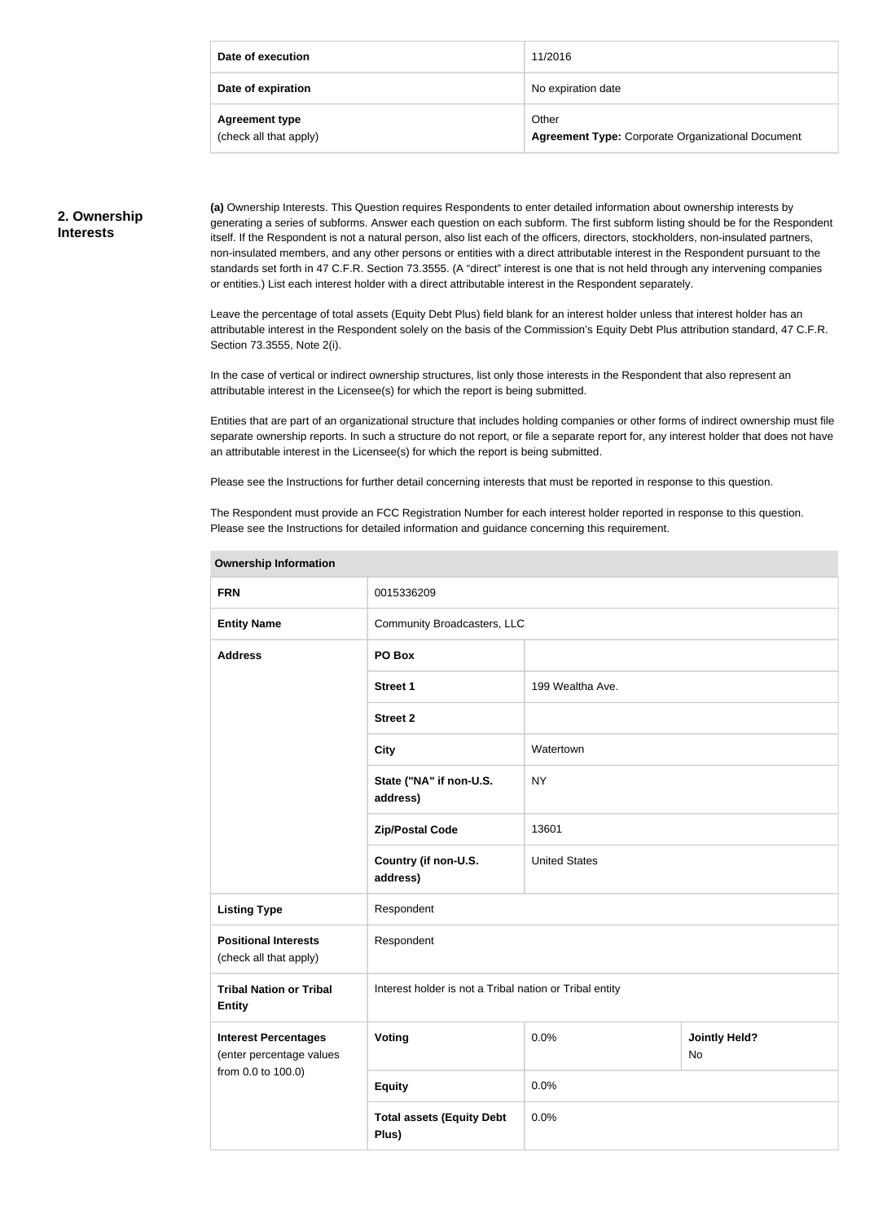| | |
|---|---|
| **Date of execution** | 11/2016 |
| **Date of expiration** | No expiration date |
| **Agreement type** (check all that apply) | Other **Agreement Type:** Corporate Organizational Document |

## 2. Ownership Interests

**(a)** Ownership Interests. This Question requires Respondents to enter detailed information about ownership interests by generating a series of subforms. Answer each question on each subform. The first subform listing should be for the Respondent itself. If the Respondent is not a natural person, also list each of the officers, directors, stockholders, non-insulated partners, non-insulated members, and any other persons or entities with a direct attributable interest in the Respondent pursuant to the standards set forth in 47 C.F.R. Section 73.3555. (A "direct" interest is one that is not held through any intervening companies or entities.) List each interest holder with a direct attributable interest in the Respondent separately.

Leave the percentage of total assets (Equity Debt Plus) field blank for an interest holder unless that interest holder has an attributable interest in the Respondent solely on the basis of the Commission's Equity Debt Plus attribution standard, 47 C.F.R. Section 73.3555, Note 2(i).

In the case of vertical or indirect ownership structures, list only those interests in the Respondent that also represent an attributable interest in the Licensee(s) for which the report is being submitted.

Entities that are part of an organizational structure that includes holding companies or other forms of indirect ownership must file separate ownership reports. In such a structure do not report, or file a separate report for, any interest holder that does not have an attributable interest in the Licensee(s) for which the report is being submitted.

Please see the Instructions for further detail concerning interests that must be reported in response to this question.

The Respondent must provide an FCC Registration Number for each interest holder reported in response to this question. Please see the Instructions for detailed information and guidance concerning this requirement.

| **Ownership Information** | | | |
|---|---|---|---|
| **FRN** | 0015336209 | | |
| **Entity Name** | Community Broadcasters, LLC | | |
| **Address** | **PO Box** | | |
| | **Street 1** | 199 Wealtha Ave. | |
| | **Street 2** | | |
| | **City** | Watertown | |
| | **State ("NA" if non-U.S. address)** | NY | |
| | **Zip/Postal Code** | 13601 | |
| | **Country (if non-U.S. address)** | United States | |
| **Listing Type** | Respondent | | |
| **Positional Interests** (check all that apply) | Respondent | | |
| **Tribal Nation or Tribal Entity** | Interest holder is not a Tribal nation or Tribal entity | | |
| **Interest Percentages** (enter percentage values from 0.0 to 100.0) | **Voting** | 0.0% | **Jointly Held?** No |
| | **Equity** | 0.0% | |
| | **Total assets (Equity Debt Plus)** | 0.0% | |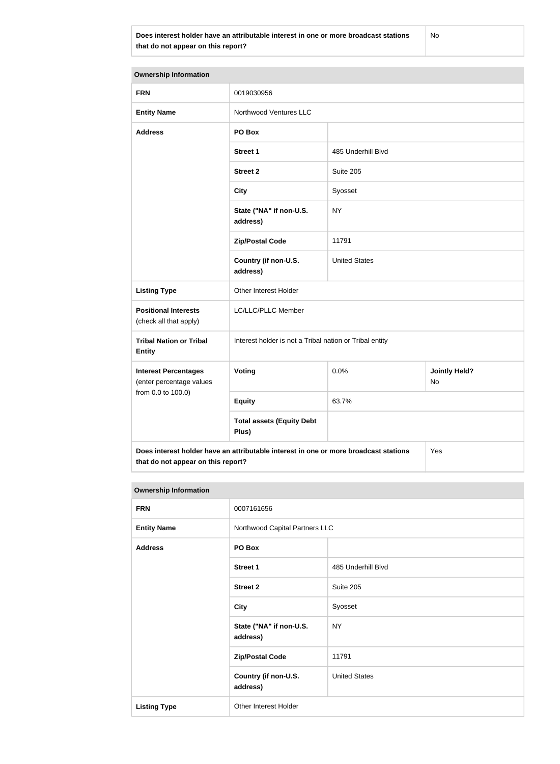| Does interest holder have an attributable interest in one or more broadcast stations that do not appear on this report? | No |
|---|---|

| Ownership Information | | | |
|---|---|---|---|
| **FRN** | 0019030956 | | |
| **Entity Name** | Northwood Ventures LLC | | |
| **Address** | **PO Box** | | |
| | **Street 1** | 485 Underhill Blvd | |
| | **Street 2** | Suite 205 | |
| | **City** | Syosset | |
| | **State ("NA" if non-U.S. address)** | NY | |
| | **Zip/Postal Code** | 11791 | |
| | **Country (if non-U.S. address)** | United States | |
| **Listing Type** | Other Interest Holder | | |
| **Positional Interests** (check all that apply) | LC/LLC/PLLC Member | | |
| **Tribal Nation or Tribal Entity** | Interest holder is not a Tribal nation or Tribal entity | | |
| **Interest Percentages** (enter percentage values from 0.0 to 100.0) | **Voting** | 0.0% | **Jointly Held?** No |
| | **Equity** | 63.7% | |
| | **Total assets (Equity Debt Plus)** | | |
| **Does interest holder have an attributable interest in one or more broadcast stations that do not appear on this report?** | | | Yes |

| Ownership Information | | |
|---|---|---|
| **FRN** | 0007161656 | |
| **Entity Name** | Northwood Capital Partners LLC | |
| **Address** | **PO Box** | |
| | **Street 1** | 485 Underhill Blvd |
| | **Street 2** | Suite 205 |
| | **City** | Syosset |
| | **State ("NA" if non-U.S. address)** | NY |
| | **Zip/Postal Code** | 11791 |
| | **Country (if non-U.S. address)** | United States |
| **Listing Type** | Other Interest Holder | |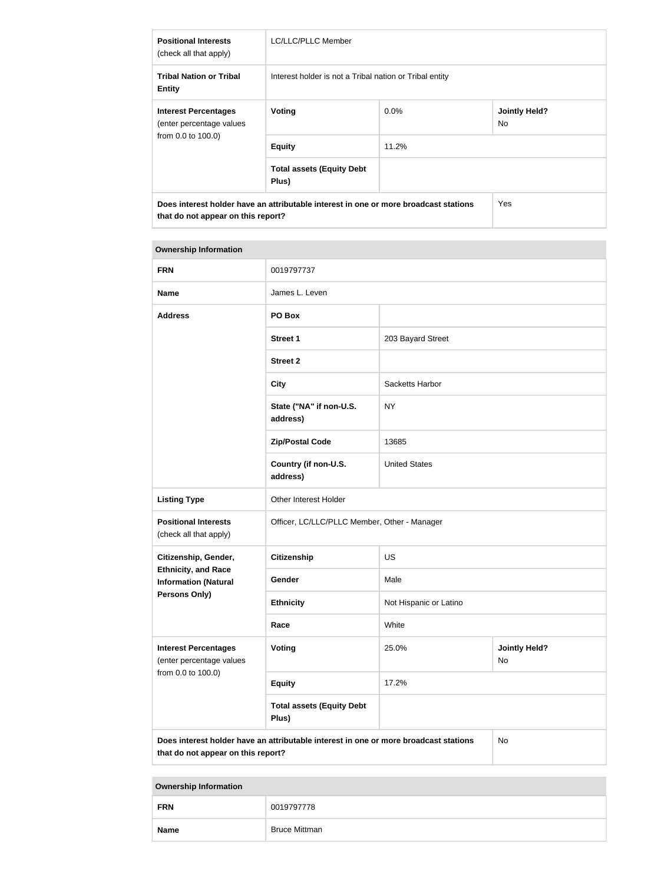| | | | |
|---|---|---|---|
| **Positional Interests** (check all that apply) | LC/LLC/PLLC Member | | |
| **Tribal Nation or Tribal Entity** | Interest holder is not a Tribal nation or Tribal entity | | |
| **Interest Percentages** (enter percentage values from 0.0 to 100.0) | **Voting** | 0.0% | **Jointly Held?** No |
| | **Equity** | 11.2% | |
| | **Total assets (Equity Debt Plus)** | | |
| **Does interest holder have an attributable interest in one or more broadcast stations that do not appear on this report?** | | | Yes |

| **Ownership Information** | | | |
|---|---|---|---|
| **FRN** | 0019797737 | | |
| **Name** | James L. Leven | | |
| **Address** | **PO Box** | | |
| | **Street 1** | 203 Bayard Street | |
| | **Street 2** | | |
| | **City** | Sacketts Harbor | |
| | **State ("NA" if non-U.S. address)** | NY | |
| | **Zip/Postal Code** | 13685 | |
| | **Country (if non-U.S. address)** | United States | |
| **Listing Type** | Other Interest Holder | | |
| **Positional Interests** (check all that apply) | Officer, LC/LLC/PLLC Member, Other - Manager | | |
| **Citizenship, Gender, Ethnicity, and Race Information (Natural Persons Only)** | **Citizenship** | US | |
| | **Gender** | Male | |
| | **Ethnicity** | Not Hispanic or Latino | |
| | **Race** | White | |
| **Interest Percentages** (enter percentage values from 0.0 to 100.0) | **Voting** | 25.0% | **Jointly Held?** No |
| | **Equity** | 17.2% | |
| | **Total assets (Equity Debt Plus)** | | |
| **Does interest holder have an attributable interest in one or more broadcast stations that do not appear on this report?** | | | No |

| **Ownership Information** | |
|---|---|
| **FRN** | 0019797778 |
| **Name** | Bruce Mittman |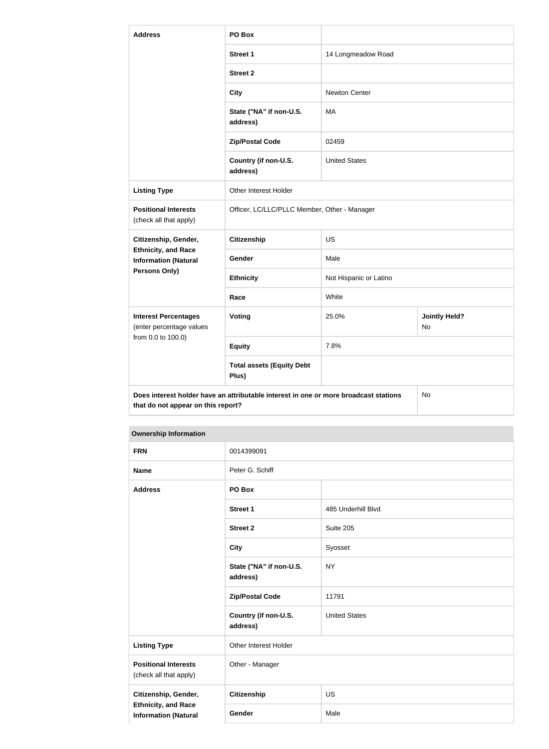| Address | PO Box | | |
|---|---|---|---|
| | Street 1 | 14 Longmeadow Road | |
| | Street 2 | | |
| | City | Newton Center | |
| | State ("NA" if non-U.S. address) | MA | |
| | Zip/Postal Code | 02459 | |
| | Country (if non-U.S. address) | United States | |
| Listing Type | Other Interest Holder | | |
| Positional Interests (check all that apply) | Officer, LC/LLC/PLLC Member, Other - Manager | | |
| Citizenship, Gender, Ethnicity, and Race Information (Natural Persons Only) | Citizenship | US | |
| | Gender | Male | |
| | Ethnicity | Not Hispanic or Latino | |
| | Race | White | |
| Interest Percentages (enter percentage values from 0.0 to 100.0) | Voting | 25.0% | Jointly Held? No |
| | Equity | 7.8% | |
| | Total assets (Equity Debt Plus) | | |
| Does interest holder have an attributable interest in one or more broadcast stations that do not appear on this report? | | | No |

| Ownership Information | | |
|---|---|---|
| FRN | 0014399091 | |
| Name | Peter G. Schiff | |
| Address | PO Box | |
| | Street 1 | 485 Underhill Blvd |
| | Street 2 | Suite 205 |
| | City | Syosset |
| | State ("NA" if non-U.S. address) | NY |
| | Zip/Postal Code | 11791 |
| | Country (if non-U.S. address) | United States |
| Listing Type | Other Interest Holder | |
| Positional Interests (check all that apply) | Other - Manager | |
| Citizenship, Gender, Ethnicity, and Race Information (Natural | Citizenship | US |
| | Gender | Male |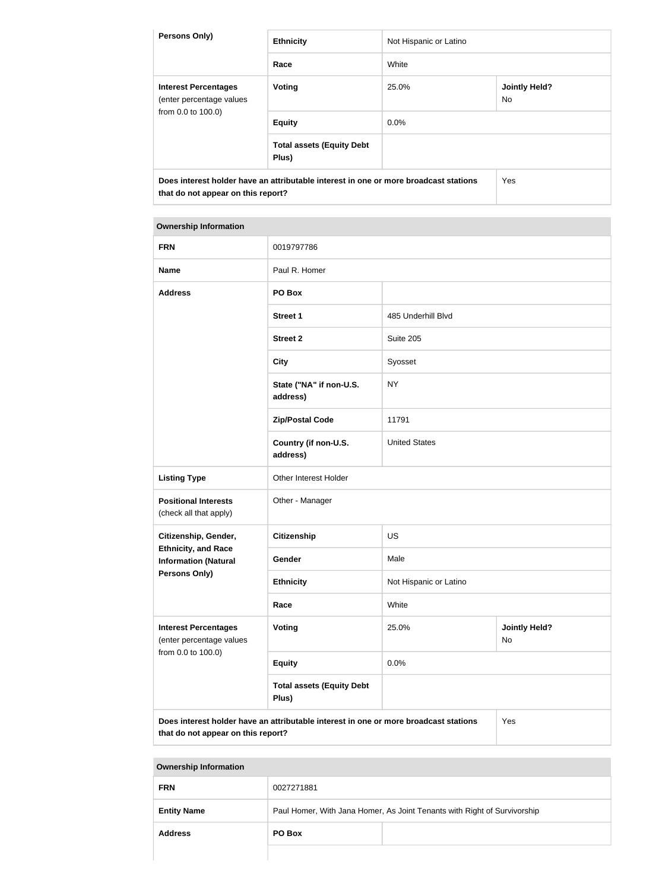| Persons Only) | Ethnicity | Not Hispanic or Latino | |
|---|---|---|---|
| | Race | White | |
| **Interest Percentages** (enter percentage values from 0.0 to 100.0) | **Voting** | 25.0% | **Jointly Held?** No |
| | **Equity** | 0.0% | |
| | **Total assets (Equity Debt Plus)** | | |
| **Does interest holder have an attributable interest in one or more broadcast stations that do not appear on this report?** | | | Yes |

| Ownership Information | | | |
|---|---|---|---|
| **FRN** | 0019797786 | | |
| **Name** | Paul R. Homer | | |
| **Address** | **PO Box** | | |
| | **Street 1** | 485 Underhill Blvd | |
| | **Street 2** | Suite 205 | |
| | **City** | Syosset | |
| | **State ("NA" if non-U.S. address)** | NY | |
| | **Zip/Postal Code** | 11791 | |
| | **Country (if non-U.S. address)** | United States | |
| **Listing Type** | Other Interest Holder | | |
| **Positional Interests** (check all that apply) | Other - Manager | | |
| **Citizenship, Gender, Ethnicity, and Race Information (Natural Persons Only)** | **Citizenship** | US | |
| | **Gender** | Male | |
| | **Ethnicity** | Not Hispanic or Latino | |
| | **Race** | White | |
| **Interest Percentages** (enter percentage values from 0.0 to 100.0) | **Voting** | 25.0% | **Jointly Held?** No |
| | **Equity** | 0.0% | |
| | **Total assets (Equity Debt Plus)** | | |
| **Does interest holder have an attributable interest in one or more broadcast stations that do not appear on this report?** | | | Yes |

| Ownership Information | | |
|---|---|---|
| **FRN** | 0027271881 | |
| **Entity Name** | Paul Homer, With Jana Homer, As Joint Tenants with Right of Survivorship | |
| **Address** | **PO Box** | |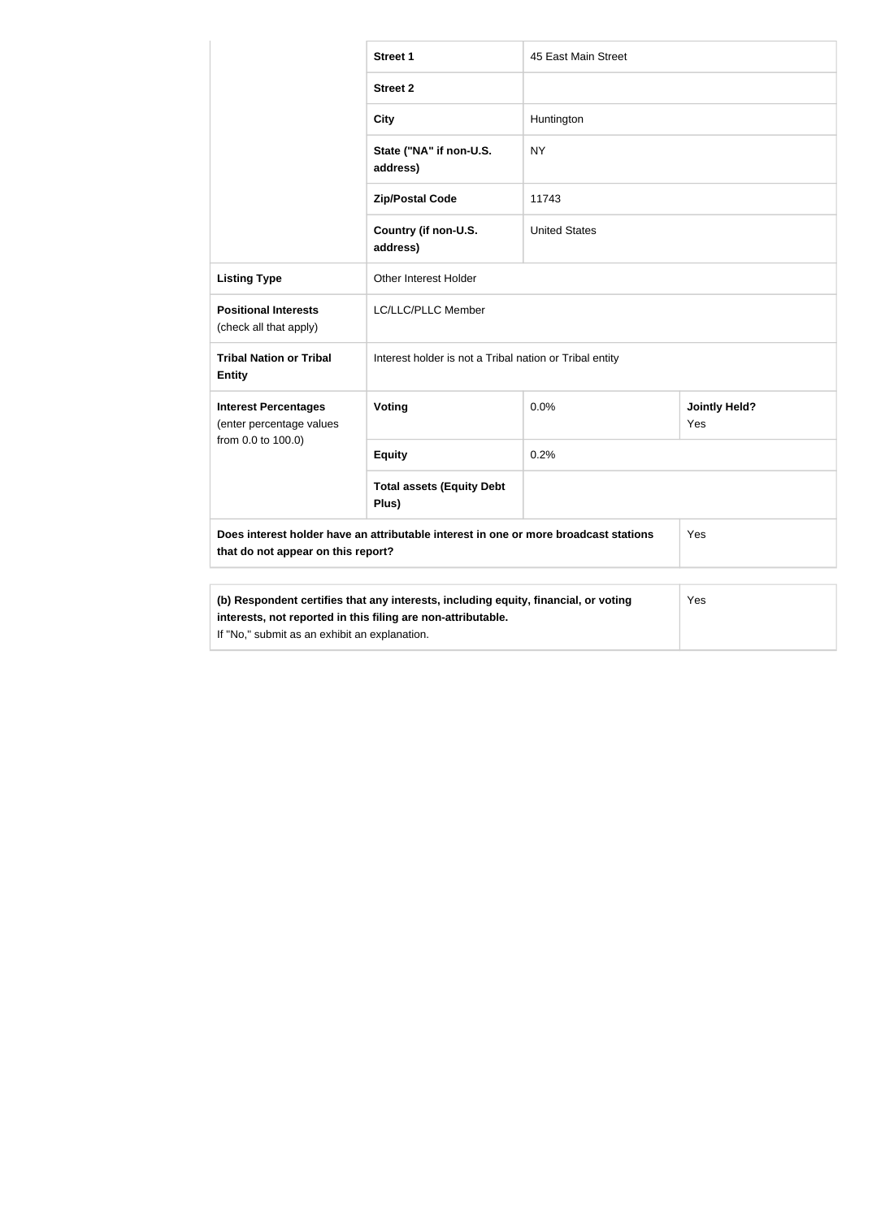| | | | |
|---|---|---|---|
| | **Street 1** | 45 East Main Street | |
| | **Street 2** | | |
| | **City** | Huntington | |
| | **State ("NA" if non-U.S. address)** | NY | |
| | **Zip/Postal Code** | 11743 | |
| | **Country (if non-U.S. address)** | United States | |
| **Listing Type** | Other Interest Holder | | |
| **Positional Interests** (check all that apply) | LC/LLC/PLLC Member | | |
| **Tribal Nation or Tribal Entity** | Interest holder is not a Tribal nation or Tribal entity | | |
| **Interest Percentages** (enter percentage values from 0.0 to 100.0) | **Voting** | 0.0% | **Jointly Held?** Yes |
| | **Equity** | 0.2% | |
| | **Total assets (Equity Debt Plus)** | | |
| **Does interest holder have an attributable interest in one or more broadcast stations that do not appear on this report?** | | | Yes |

| | |
|---|---|
| **(b) Respondent certifies that any interests, including equity, financial, or voting interests, not reported in this filing are non-attributable.** If "No," submit as an exhibit an explanation. | Yes |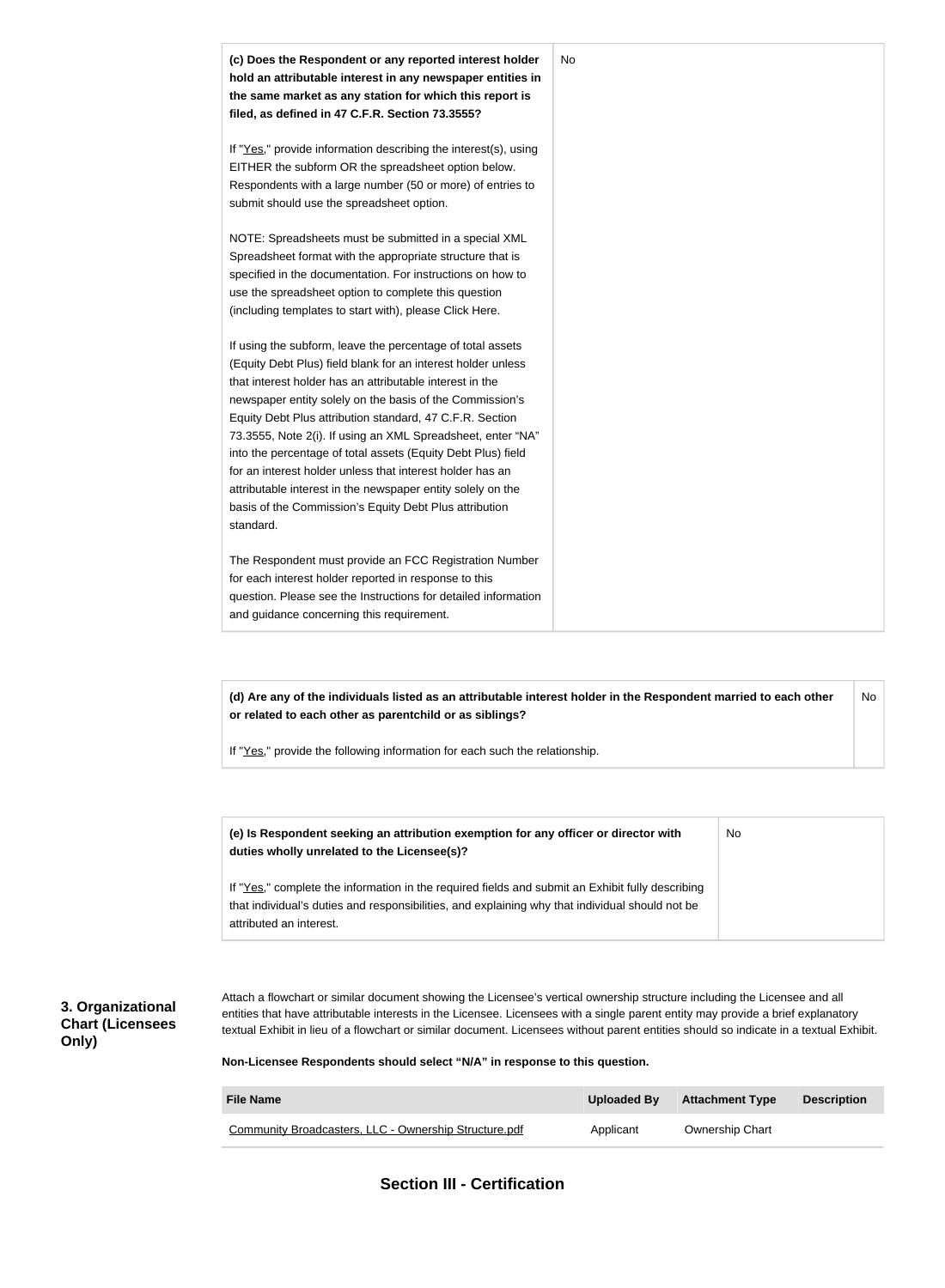| **(c) Does the Respondent or any reported interest holder hold an attributable interest in any newspaper entities in the same market as any station for which this report is filed, as defined in 47 C.F.R. Section 73.3555?**<br><br>If "Yes," provide information describing the interest(s), using EITHER the subform OR the spreadsheet option below. Respondents with a large number (50 or more) of entries to submit should use the spreadsheet option.<br><br>NOTE: Spreadsheets must be submitted in a special XML Spreadsheet format with the appropriate structure that is specified in the documentation. For instructions on how to use the spreadsheet option to complete this question (including templates to start with), please Click Here.<br><br>If using the subform, leave the percentage of total assets (Equity Debt Plus) field blank for an interest holder unless that interest holder has an attributable interest in the newspaper entity solely on the basis of the Commission's Equity Debt Plus attribution standard, 47 C.F.R. Section 73.3555, Note 2(i). If using an XML Spreadsheet, enter "NA" into the percentage of total assets (Equity Debt Plus) field for an interest holder unless that interest holder has an attributable interest in the newspaper entity solely on the basis of the Commission's Equity Debt Plus attribution standard.<br><br>The Respondent must provide an FCC Registration Number for each interest holder reported in response to this question. Please see the Instructions for detailed information and guidance concerning this requirement. | No |
|---|---|

| **(d) Are any of the individuals listed as an attributable interest holder in the Respondent married to each other or related to each other as parentchild or as siblings?**<br><br>If "Yes," provide the following information for each such the relationship. | No |
|---|---|

| **(e) Is Respondent seeking an attribution exemption for any officer or director with duties wholly unrelated to the Licensee(s)?**<br><br>If "Yes," complete the information in the required fields and submit an Exhibit fully describing that individual's duties and responsibilities, and explaining why that individual should not be attributed an interest. | No |
|---|---|

### 3. Organizational Chart (Licensees Only)

Attach a flowchart or similar document showing the Licensee's vertical ownership structure including the Licensee and all entities that have attributable interests in the Licensee. Licensees with a single parent entity may provide a brief explanatory textual Exhibit in lieu of a flowchart or similar document. Licensees without parent entities should so indicate in a textual Exhibit.

**Non-Licensee Respondents should select "N/A" in response to this question.**

| File Name | Uploaded By | Attachment Type | Description |
|---|---|---|---|
| Community Broadcasters, LLC - Ownership Structure.pdf | Applicant | Ownership Chart | |

## Section III - Certification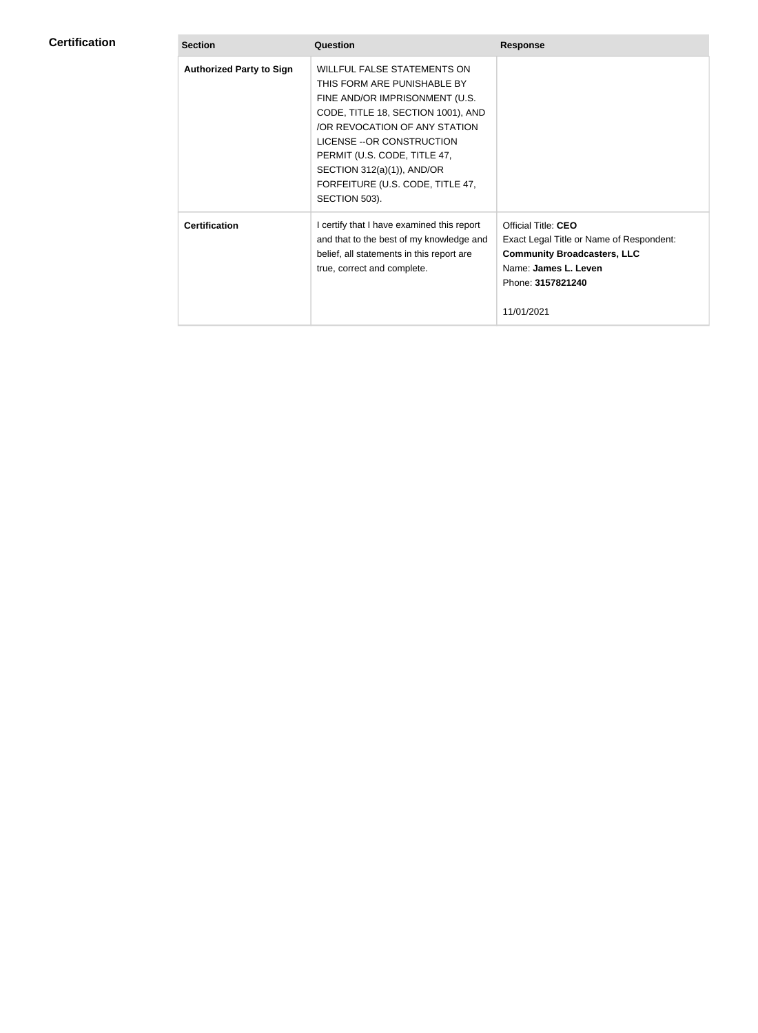## Certification

| Section | Question | Response |
|---|---|---|
| **Authorized Party to Sign** | WILLFUL FALSE STATEMENTS ON THIS FORM ARE PUNISHABLE BY FINE AND/OR IMPRISONMENT (U.S. CODE, TITLE 18, SECTION 1001), AND /OR REVOCATION OF ANY STATION LICENSE --OR CONSTRUCTION PERMIT (U.S. CODE, TITLE 47, SECTION 312(a)(1)), AND/OR FORFEITURE (U.S. CODE, TITLE 47, SECTION 503). | |
| **Certification** | I certify that I have examined this report and that to the best of my knowledge and belief, all statements in this report are true, correct and complete. | Official Title: **CEO**<br>Exact Legal Title or Name of Respondent: **Community Broadcasters, LLC**<br>Name: **James L. Leven**<br>Phone: **3157821240**<br><br>11/01/2021 |